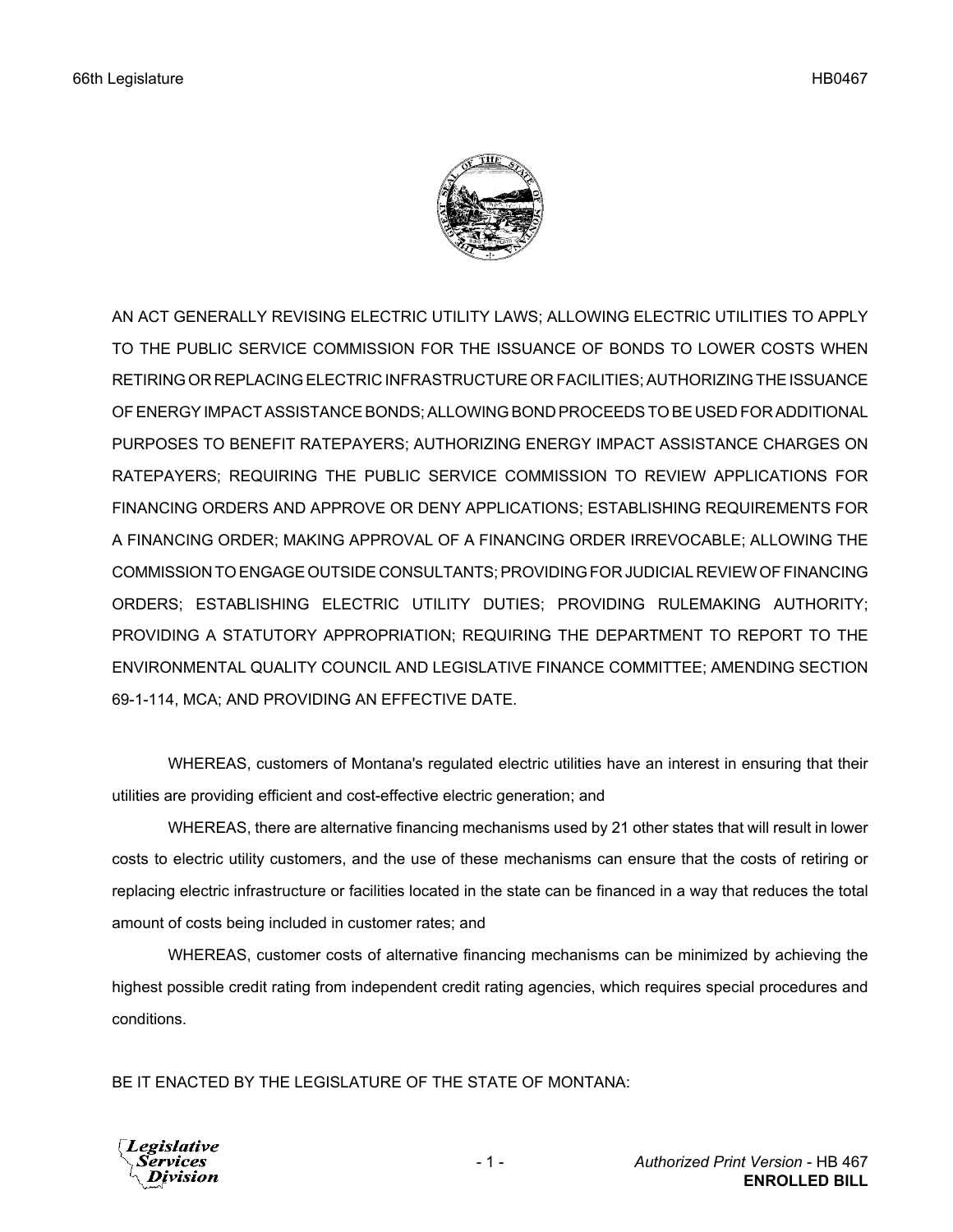AN ACT GENERALLY REVISING ELECTRIC UTILITY LAWS; ALLOWING ELECTRIC UTILITIES TO APPLY TO THE PUBLIC SERVICE COMMISSION FOR THE ISSUANCE OF BONDS TO LOWER COSTS WHEN RETIRING OR REPLACING ELECTRIC INFRASTRUCTURE OR FACILITIES; AUTHORIZING THE ISSUANCE OF ENERGY IMPACT ASSISTANCE BONDS; ALLOWING BOND PROCEEDS TO BE USED FOR ADDITIONAL PURPOSES TO BENEFIT RATEPAYERS; AUTHORIZING ENERGY IMPACT ASSISTANCE CHARGES ON RATEPAYERS; REQUIRING THE PUBLIC SERVICE COMMISSION TO REVIEW APPLICATIONS FOR FINANCING ORDERS AND APPROVE OR DENY APPLICATIONS; ESTABLISHING REQUIREMENTS FOR A FINANCING ORDER; MAKING APPROVAL OF A FINANCING ORDER IRREVOCABLE; ALLOWING THE COMMISSION TO ENGAGE OUTSIDE CONSULTANTS; PROVIDING FOR JUDICIAL REVIEW OF FINANCING ORDERS; ESTABLISHING ELECTRIC UTILITY DUTIES; PROVIDING RULEMAKING AUTHORITY; PROVIDING A STATUTORY APPROPRIATION; REQUIRING THE DEPARTMENT TO REPORT TO THE ENVIRONMENTAL QUALITY COUNCIL AND LEGISLATIVE FINANCE COMMITTEE; AMENDING SECTION 69-1-114, MCA; AND PROVIDING AN EFFECTIVE DATE.

WHEREAS, customers of Montana's regulated electric utilities have an interest in ensuring that their utilities are providing efficient and cost-effective electric generation; and

WHEREAS, there are alternative financing mechanisms used by 21 other states that will result in lower costs to electric utility customers, and the use of these mechanisms can ensure that the costs of retiring or replacing electric infrastructure or facilities located in the state can be financed in a way that reduces the total amount of costs being included in customer rates; and

WHEREAS, customer costs of alternative financing mechanisms can be minimized by achieving the highest possible credit rating from independent credit rating agencies, which requires special procedures and conditions.

BE IT ENACTED BY THE LEGISLATURE OF THE STATE OF MONTANA: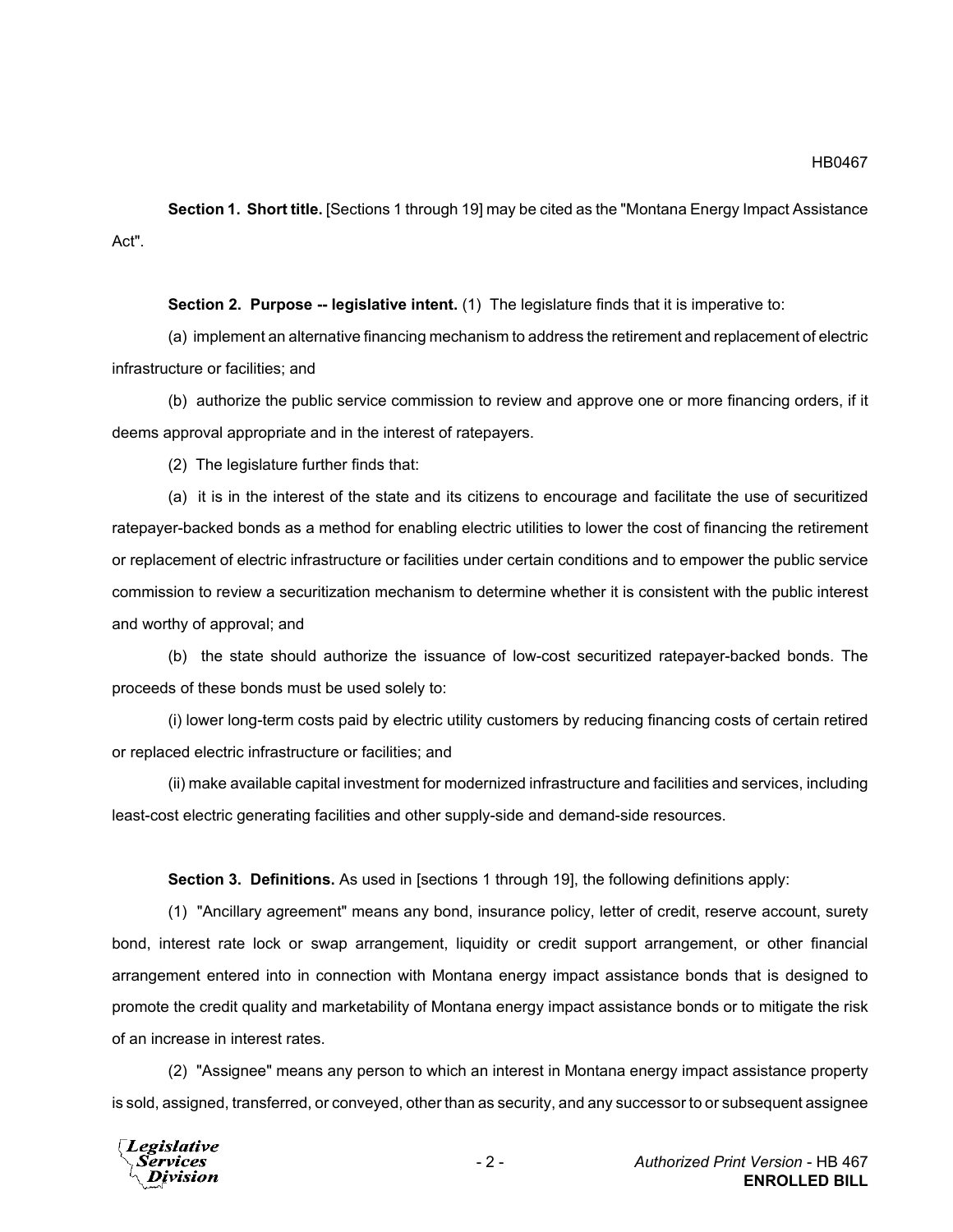**Section 1. Short title.** [Sections 1 through 19] may be cited as the "Montana Energy Impact Assistance Act".

**Section 2. Purpose -- legislative intent.** (1) The legislature finds that it is imperative to:

(a) implement an alternative financing mechanism to address the retirement and replacement of electric infrastructure or facilities; and

(b) authorize the public service commission to review and approve one or more financing orders, if it deems approval appropriate and in the interest of ratepayers.

(2) The legislature further finds that:

(a) it is in the interest of the state and its citizens to encourage and facilitate the use of securitized ratepayer-backed bonds as a method for enabling electric utilities to lower the cost of financing the retirement or replacement of electric infrastructure or facilities under certain conditions and to empower the public service commission to review a securitization mechanism to determine whether it is consistent with the public interest and worthy of approval; and

(b) the state should authorize the issuance of low-cost securitized ratepayer-backed bonds. The proceeds of these bonds must be used solely to:

(i) lower long-term costs paid by electric utility customers by reducing financing costs of certain retired or replaced electric infrastructure or facilities; and

(ii) make available capital investment for modernized infrastructure and facilities and services, including least-cost electric generating facilities and other supply-side and demand-side resources.

**Section 3. Definitions.** As used in [sections 1 through 19], the following definitions apply:

(1) "Ancillary agreement" means any bond, insurance policy, letter of credit, reserve account, surety bond, interest rate lock or swap arrangement, liquidity or credit support arrangement, or other financial arrangement entered into in connection with Montana energy impact assistance bonds that is designed to promote the credit quality and marketability of Montana energy impact assistance bonds or to mitigate the risk of an increase in interest rates.

(2) "Assignee" means any person to which an interest in Montana energy impact assistance property is sold, assigned, transferred, or conveyed, other than as security, and any successor to or subsequent assignee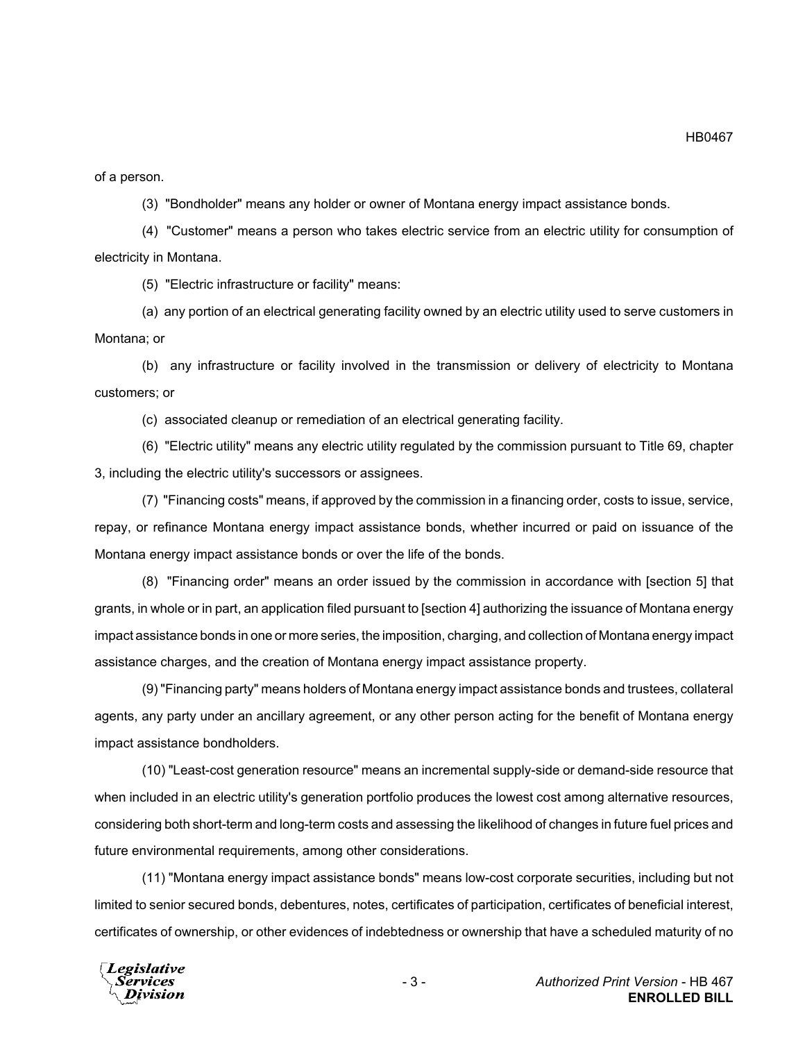of a person.

(3) "Bondholder" means any holder or owner of Montana energy impact assistance bonds.

(4) "Customer" means a person who takes electric service from an electric utility for consumption of electricity in Montana.

(5) "Electric infrastructure or facility" means:

(a) any portion of an electrical generating facility owned by an electric utility used to serve customers in Montana; or

(b) any infrastructure or facility involved in the transmission or delivery of electricity to Montana customers; or

(c) associated cleanup or remediation of an electrical generating facility.

(6) "Electric utility" means any electric utility regulated by the commission pursuant to Title 69, chapter 3, including the electric utility's successors or assignees.

(7) "Financing costs" means, if approved by the commission in a financing order, costs to issue, service, repay, or refinance Montana energy impact assistance bonds, whether incurred or paid on issuance of the Montana energy impact assistance bonds or over the life of the bonds.

(8) "Financing order" means an order issued by the commission in accordance with [section 5] that grants, in whole or in part, an application filed pursuant to [section 4] authorizing the issuance of Montana energy impact assistance bonds in one or more series, the imposition, charging, and collection of Montana energy impact assistance charges, and the creation of Montana energy impact assistance property.

(9) "Financing party" means holders of Montana energy impact assistance bonds and trustees, collateral agents, any party under an ancillary agreement, or any other person acting for the benefit of Montana energy impact assistance bondholders.

(10) "Least-cost generation resource" means an incremental supply-side or demand-side resource that when included in an electric utility's generation portfolio produces the lowest cost among alternative resources, considering both short-term and long-term costs and assessing the likelihood of changes in future fuel prices and future environmental requirements, among other considerations.

(11) "Montana energy impact assistance bonds" means low-cost corporate securities, including but not limited to senior secured bonds, debentures, notes, certificates of participation, certificates of beneficial interest, certificates of ownership, or other evidences of indebtedness or ownership that have a scheduled maturity of no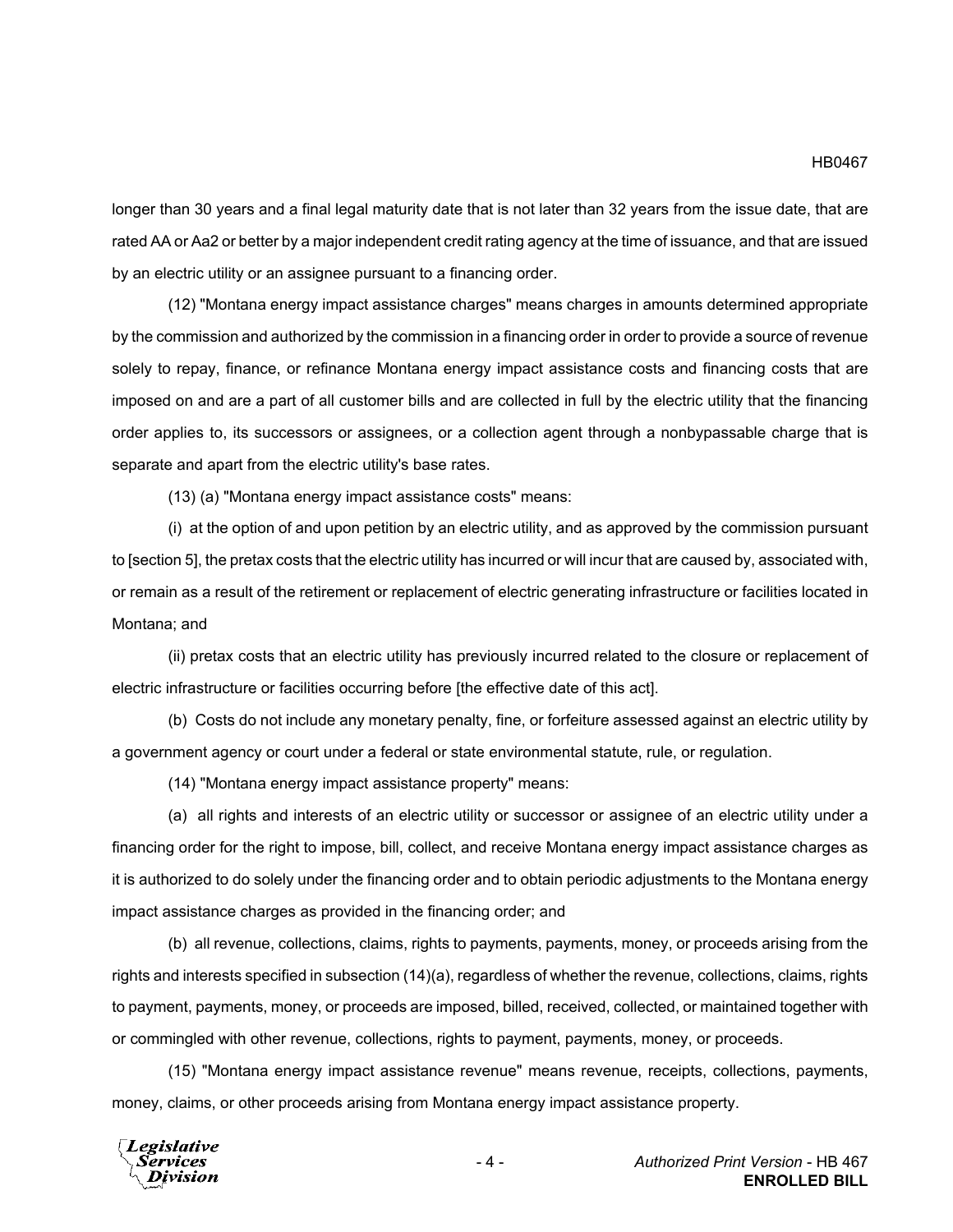longer than 30 years and a final legal maturity date that is not later than 32 years from the issue date, that are rated AA or Aa2 or better by a major independent credit rating agency at the time of issuance, and that are issued by an electric utility or an assignee pursuant to a financing order.

(12) "Montana energy impact assistance charges" means charges in amounts determined appropriate by the commission and authorized by the commission in a financing order in order to provide a source of revenue solely to repay, finance, or refinance Montana energy impact assistance costs and financing costs that are imposed on and are a part of all customer bills and are collected in full by the electric utility that the financing order applies to, its successors or assignees, or a collection agent through a nonbypassable charge that is separate and apart from the electric utility's base rates.

(13) (a) "Montana energy impact assistance costs" means:

(i) at the option of and upon petition by an electric utility, and as approved by the commission pursuant to [section 5], the pretax costs that the electric utility has incurred or will incur that are caused by, associated with, or remain as a result of the retirement or replacement of electric generating infrastructure or facilities located in Montana; and

(ii) pretax costs that an electric utility has previously incurred related to the closure or replacement of electric infrastructure or facilities occurring before [the effective date of this act].

(b) Costs do not include any monetary penalty, fine, or forfeiture assessed against an electric utility by a government agency or court under a federal or state environmental statute, rule, or regulation.

(14) "Montana energy impact assistance property" means:

(a) all rights and interests of an electric utility or successor or assignee of an electric utility under a financing order for the right to impose, bill, collect, and receive Montana energy impact assistance charges as it is authorized to do solely under the financing order and to obtain periodic adjustments to the Montana energy impact assistance charges as provided in the financing order; and

(b) all revenue, collections, claims, rights to payments, payments, money, or proceeds arising from the rights and interests specified in subsection (14)(a), regardless of whether the revenue, collections, claims, rights to payment, payments, money, or proceeds are imposed, billed, received, collected, or maintained together with or commingled with other revenue, collections, rights to payment, payments, money, or proceeds.

(15) "Montana energy impact assistance revenue" means revenue, receipts, collections, payments, money, claims, or other proceeds arising from Montana energy impact assistance property.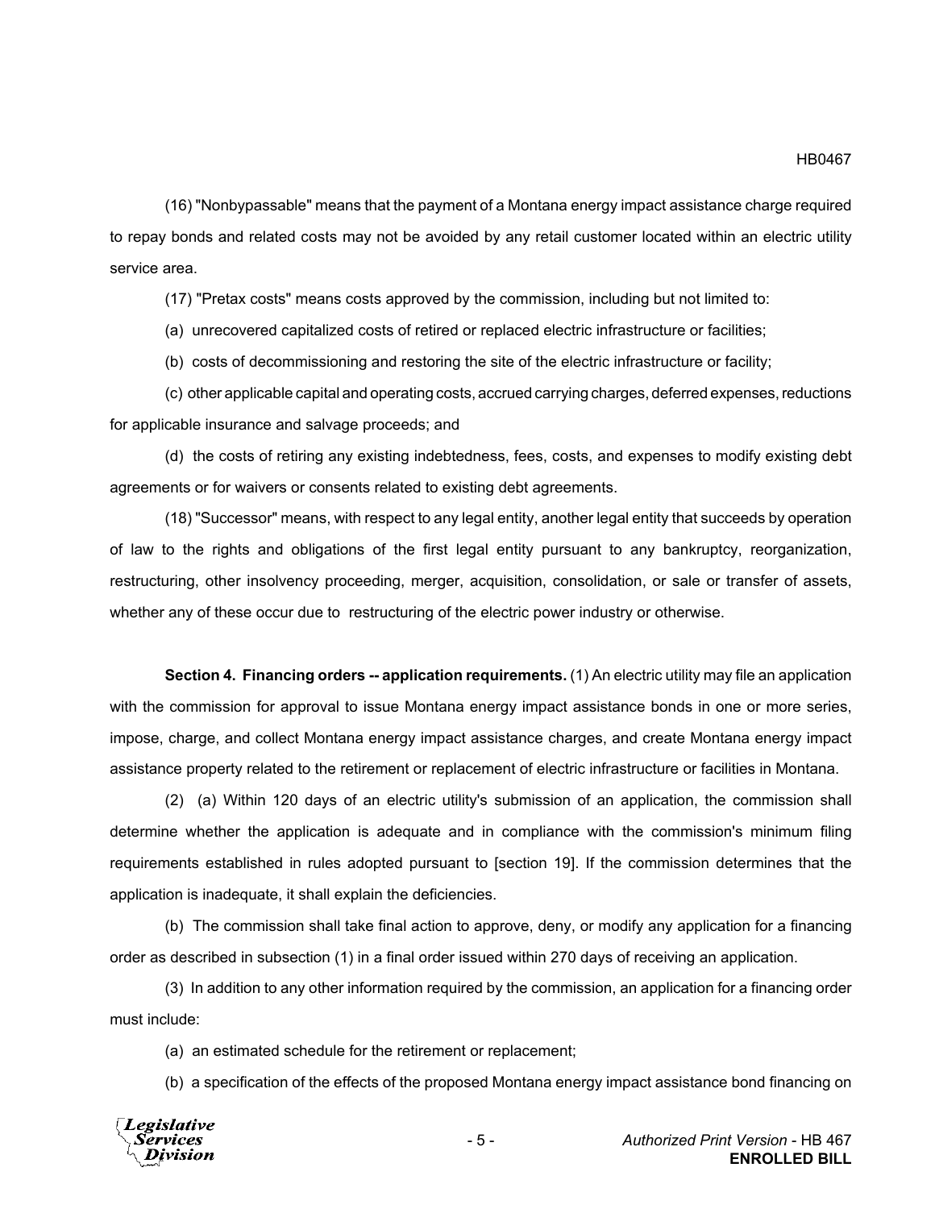(16) "Nonbypassable" means that the payment of a Montana energy impact assistance charge required to repay bonds and related costs may not be avoided by any retail customer located within an electric utility service area.

(17) "Pretax costs" means costs approved by the commission, including but not limited to:

(a) unrecovered capitalized costs of retired or replaced electric infrastructure or facilities;

(b) costs of decommissioning and restoring the site of the electric infrastructure or facility;

(c) other applicable capital and operating costs, accrued carrying charges, deferred expenses, reductions for applicable insurance and salvage proceeds; and

(d) the costs of retiring any existing indebtedness, fees, costs, and expenses to modify existing debt agreements or for waivers or consents related to existing debt agreements.

(18) "Successor" means, with respect to any legal entity, another legal entity that succeeds by operation of law to the rights and obligations of the first legal entity pursuant to any bankruptcy, reorganization, restructuring, other insolvency proceeding, merger, acquisition, consolidation, or sale or transfer of assets, whether any of these occur due to restructuring of the electric power industry or otherwise.

**Section 4. Financing orders -- application requirements.** (1) An electric utility may file an application with the commission for approval to issue Montana energy impact assistance bonds in one or more series, impose, charge, and collect Montana energy impact assistance charges, and create Montana energy impact assistance property related to the retirement or replacement of electric infrastructure or facilities in Montana.

(2) (a) Within 120 days of an electric utility's submission of an application, the commission shall determine whether the application is adequate and in compliance with the commission's minimum filing requirements established in rules adopted pursuant to [section 19]. If the commission determines that the application is inadequate, it shall explain the deficiencies.

(b) The commission shall take final action to approve, deny, or modify any application for a financing order as described in subsection (1) in a final order issued within 270 days of receiving an application.

(3) In addition to any other information required by the commission, an application for a financing order must include:

(a) an estimated schedule for the retirement or replacement;

(b) a specification of the effects of the proposed Montana energy impact assistance bond financing on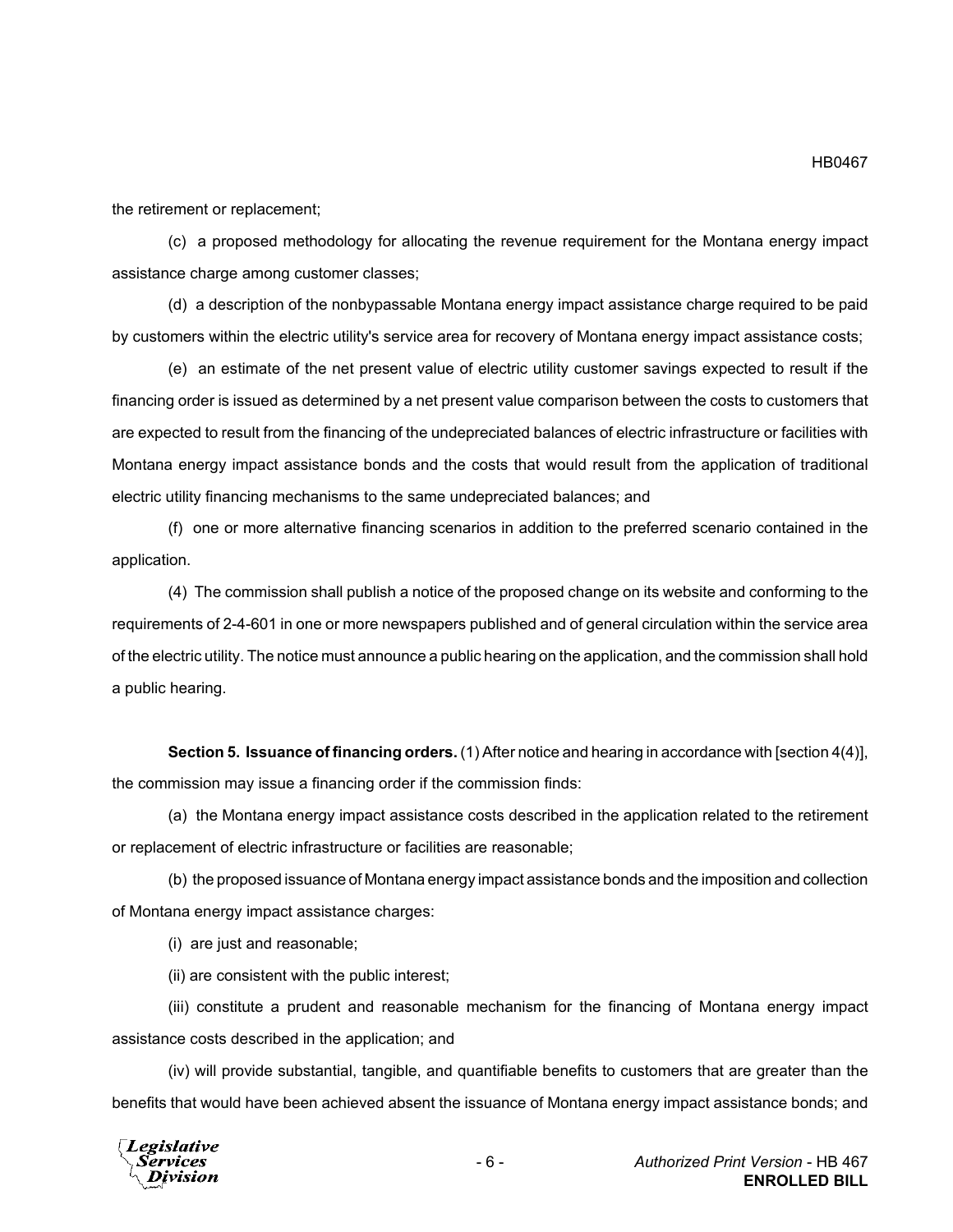the retirement or replacement;

(c) a proposed methodology for allocating the revenue requirement for the Montana energy impact assistance charge among customer classes;

(d) a description of the nonbypassable Montana energy impact assistance charge required to be paid by customers within the electric utility's service area for recovery of Montana energy impact assistance costs;

(e) an estimate of the net present value of electric utility customer savings expected to result if the financing order is issued as determined by a net present value comparison between the costs to customers that are expected to result from the financing of the undepreciated balances of electric infrastructure or facilities with Montana energy impact assistance bonds and the costs that would result from the application of traditional electric utility financing mechanisms to the same undepreciated balances; and

(f) one or more alternative financing scenarios in addition to the preferred scenario contained in the application.

(4) The commission shall publish a notice of the proposed change on its website and conforming to the requirements of 2-4-601 in one or more newspapers published and of general circulation within the service area of the electric utility. The notice must announce a public hearing on the application, and the commission shall hold a public hearing.

**Section 5. Issuance of financing orders.** (1) After notice and hearing in accordance with [section 4(4)], the commission may issue a financing order if the commission finds:

(a) the Montana energy impact assistance costs described in the application related to the retirement or replacement of electric infrastructure or facilities are reasonable;

(b) the proposed issuance of Montana energy impact assistance bonds and the imposition and collection of Montana energy impact assistance charges:

(i) are just and reasonable;

(ii) are consistent with the public interest;

(iii) constitute a prudent and reasonable mechanism for the financing of Montana energy impact assistance costs described in the application; and

(iv) will provide substantial, tangible, and quantifiable benefits to customers that are greater than the benefits that would have been achieved absent the issuance of Montana energy impact assistance bonds; and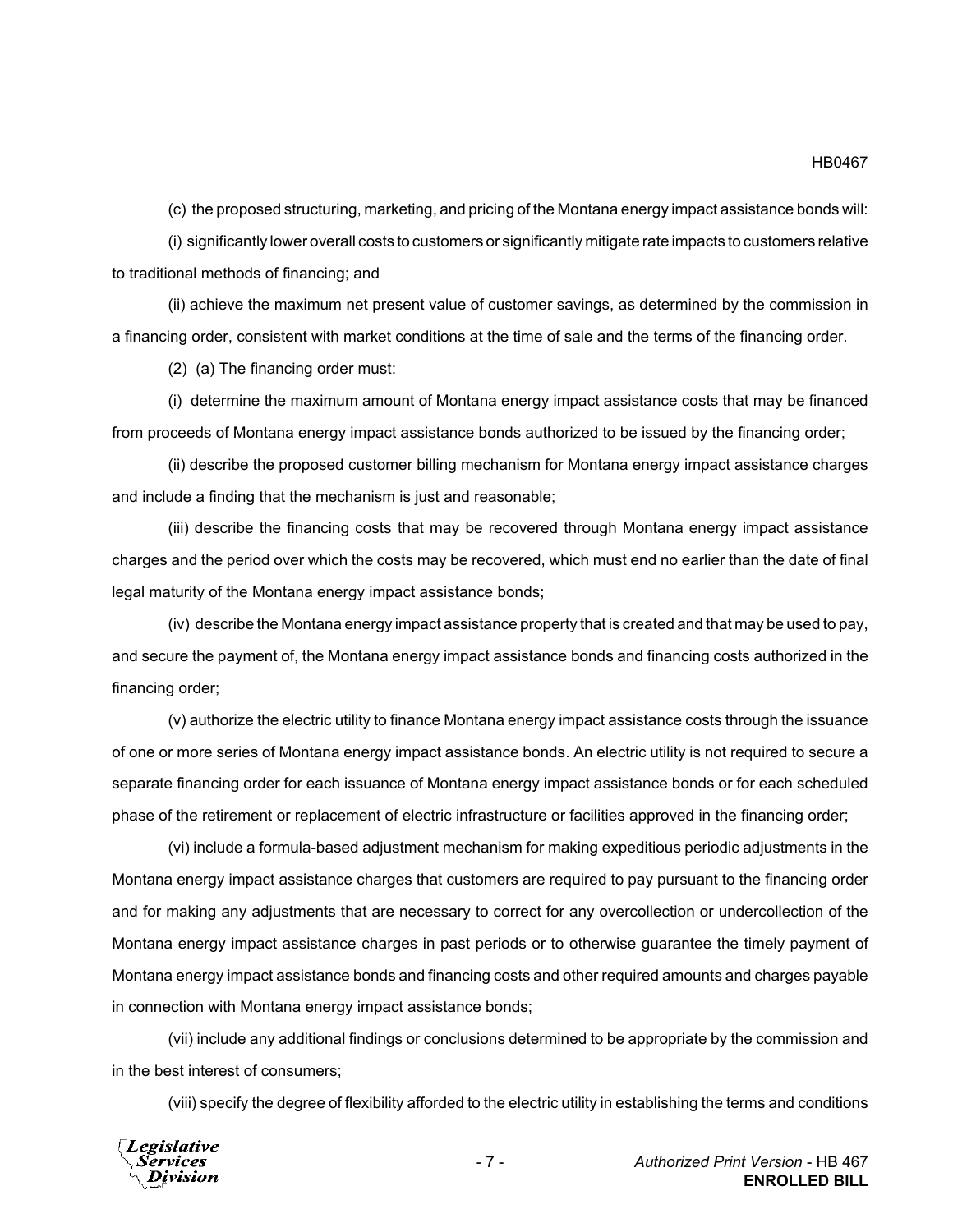(c) the proposed structuring, marketing, and pricing of the Montana energy impact assistance bonds will:

(i) significantly lower overall costs to customers or significantly mitigate rate impacts to customers relative to traditional methods of financing; and

(ii) achieve the maximum net present value of customer savings, as determined by the commission in a financing order, consistent with market conditions at the time of sale and the terms of the financing order.

(2) (a) The financing order must:

(i) determine the maximum amount of Montana energy impact assistance costs that may be financed from proceeds of Montana energy impact assistance bonds authorized to be issued by the financing order;

(ii) describe the proposed customer billing mechanism for Montana energy impact assistance charges and include a finding that the mechanism is just and reasonable;

(iii) describe the financing costs that may be recovered through Montana energy impact assistance charges and the period over which the costs may be recovered, which must end no earlier than the date of final legal maturity of the Montana energy impact assistance bonds;

(iv) describe the Montana energy impact assistance property that is created and that may be used to pay, and secure the payment of, the Montana energy impact assistance bonds and financing costs authorized in the financing order;

(v) authorize the electric utility to finance Montana energy impact assistance costs through the issuance of one or more series of Montana energy impact assistance bonds. An electric utility is not required to secure a separate financing order for each issuance of Montana energy impact assistance bonds or for each scheduled phase of the retirement or replacement of electric infrastructure or facilities approved in the financing order;

(vi) include a formula-based adjustment mechanism for making expeditious periodic adjustments in the Montana energy impact assistance charges that customers are required to pay pursuant to the financing order and for making any adjustments that are necessary to correct for any overcollection or undercollection of the Montana energy impact assistance charges in past periods or to otherwise guarantee the timely payment of Montana energy impact assistance bonds and financing costs and other required amounts and charges payable in connection with Montana energy impact assistance bonds;

(vii) include any additional findings or conclusions determined to be appropriate by the commission and in the best interest of consumers;

(viii) specify the degree of flexibility afforded to the electric utility in establishing the terms and conditions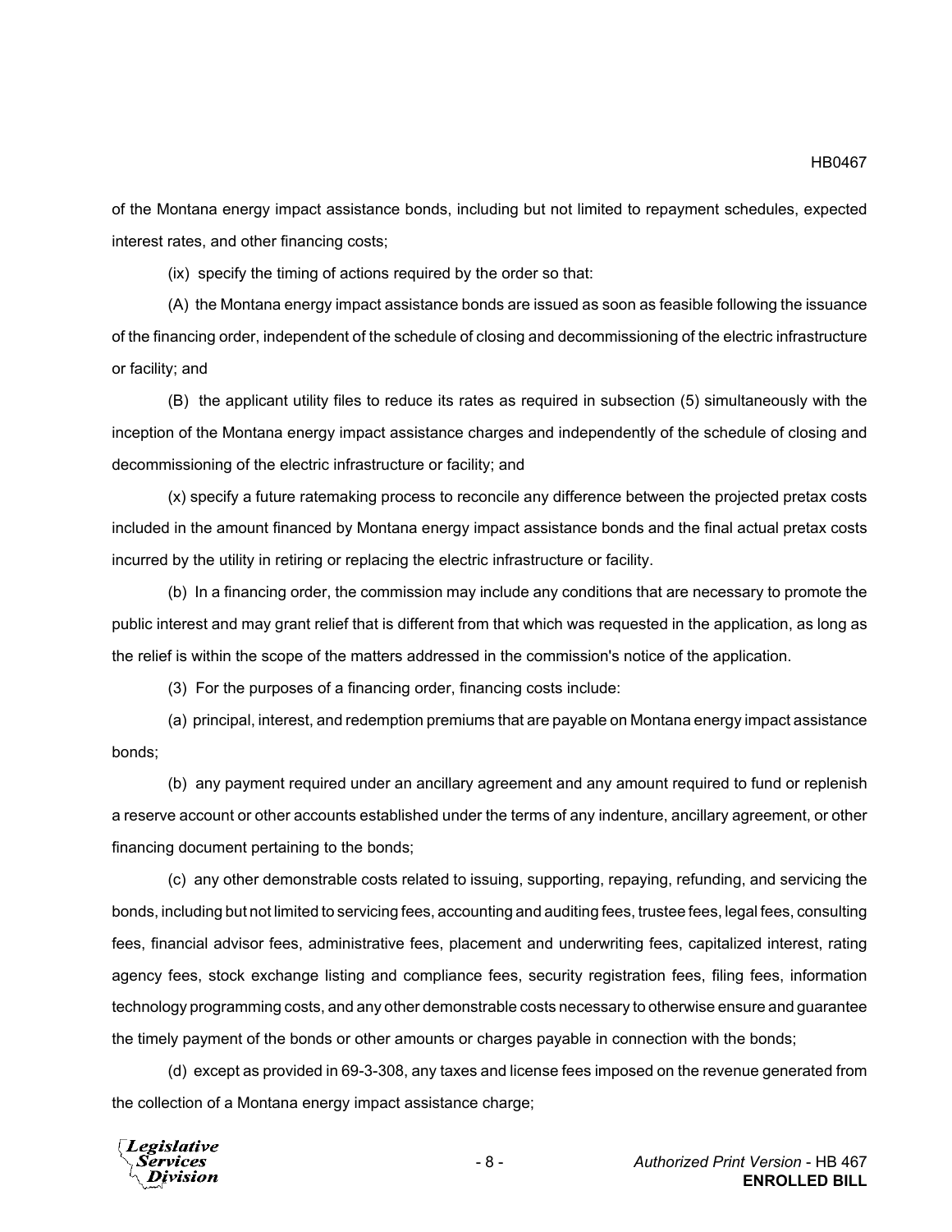of the Montana energy impact assistance bonds, including but not limited to repayment schedules, expected interest rates, and other financing costs;

(ix) specify the timing of actions required by the order so that:

(A) the Montana energy impact assistance bonds are issued as soon as feasible following the issuance of the financing order, independent of the schedule of closing and decommissioning of the electric infrastructure or facility; and

(B) the applicant utility files to reduce its rates as required in subsection (5) simultaneously with the inception of the Montana energy impact assistance charges and independently of the schedule of closing and decommissioning of the electric infrastructure or facility; and

(x) specify a future ratemaking process to reconcile any difference between the projected pretax costs included in the amount financed by Montana energy impact assistance bonds and the final actual pretax costs incurred by the utility in retiring or replacing the electric infrastructure or facility.

(b) In a financing order, the commission may include any conditions that are necessary to promote the public interest and may grant relief that is different from that which was requested in the application, as long as the relief is within the scope of the matters addressed in the commission's notice of the application.

(3) For the purposes of a financing order, financing costs include:

(a) principal, interest, and redemption premiums that are payable on Montana energy impact assistance bonds;

(b) any payment required under an ancillary agreement and any amount required to fund or replenish a reserve account or other accounts established under the terms of any indenture, ancillary agreement, or other financing document pertaining to the bonds;

(c) any other demonstrable costs related to issuing, supporting, repaying, refunding, and servicing the bonds, including but not limited to servicing fees, accounting and auditing fees, trustee fees, legal fees, consulting fees, financial advisor fees, administrative fees, placement and underwriting fees, capitalized interest, rating agency fees, stock exchange listing and compliance fees, security registration fees, filing fees, information technology programming costs, and any other demonstrable costs necessary to otherwise ensure and guarantee the timely payment of the bonds or other amounts or charges payable in connection with the bonds;

(d) except as provided in 69-3-308, any taxes and license fees imposed on the revenue generated from the collection of a Montana energy impact assistance charge;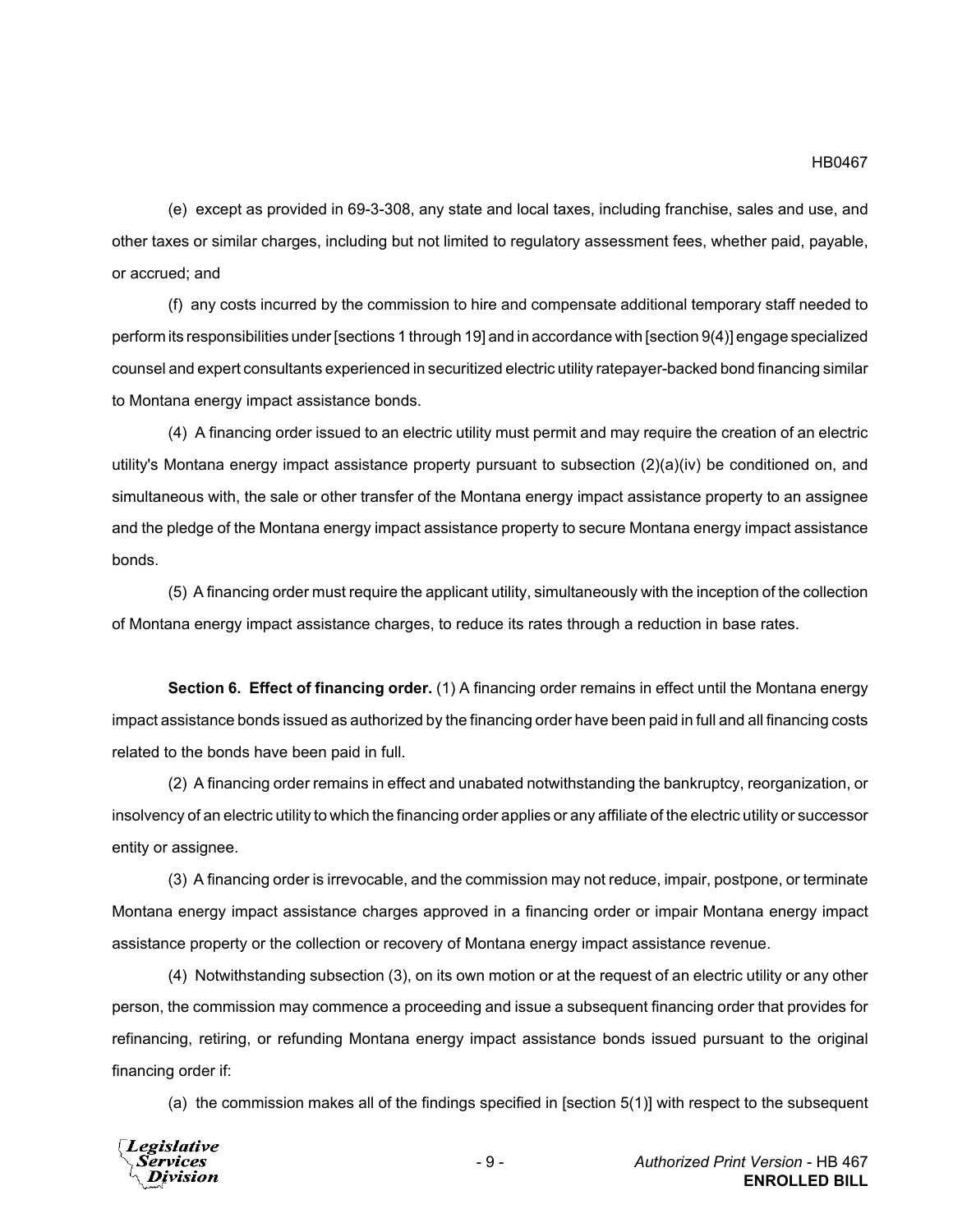(e) except as provided in 69-3-308, any state and local taxes, including franchise, sales and use, and other taxes or similar charges, including but not limited to regulatory assessment fees, whether paid, payable, or accrued; and

(f) any costs incurred by the commission to hire and compensate additional temporary staff needed to perform its responsibilities under [sections 1 through 19] and in accordance with [section 9(4)] engage specialized counsel and expert consultants experienced in securitized electric utility ratepayer-backed bond financing similar to Montana energy impact assistance bonds.

(4) A financing order issued to an electric utility must permit and may require the creation of an electric utility's Montana energy impact assistance property pursuant to subsection (2)(a)(iv) be conditioned on, and simultaneous with, the sale or other transfer of the Montana energy impact assistance property to an assignee and the pledge of the Montana energy impact assistance property to secure Montana energy impact assistance bonds.

(5) A financing order must require the applicant utility, simultaneously with the inception of the collection of Montana energy impact assistance charges, to reduce its rates through a reduction in base rates.

**Section 6. Effect of financing order.** (1) A financing order remains in effect until the Montana energy impact assistance bonds issued as authorized by the financing order have been paid in full and all financing costs related to the bonds have been paid in full.

(2) A financing order remains in effect and unabated notwithstanding the bankruptcy, reorganization, or insolvency of an electric utility to which the financing order applies or any affiliate of the electric utility or successor entity or assignee.

(3) A financing order is irrevocable, and the commission may not reduce, impair, postpone, or terminate Montana energy impact assistance charges approved in a financing order or impair Montana energy impact assistance property or the collection or recovery of Montana energy impact assistance revenue.

(4) Notwithstanding subsection (3), on its own motion or at the request of an electric utility or any other person, the commission may commence a proceeding and issue a subsequent financing order that provides for refinancing, retiring, or refunding Montana energy impact assistance bonds issued pursuant to the original financing order if:

(a) the commission makes all of the findings specified in [section 5(1)] with respect to the subsequent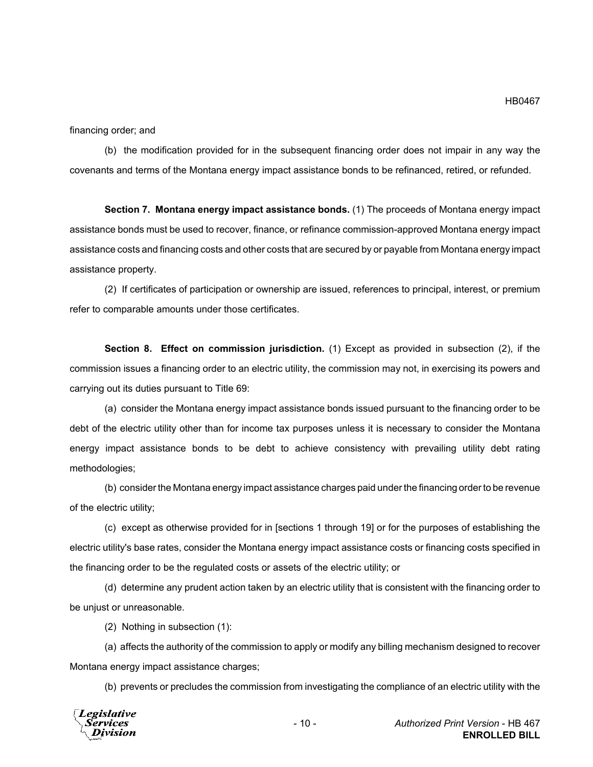financing order; and

(b) the modification provided for in the subsequent financing order does not impair in any way the covenants and terms of the Montana energy impact assistance bonds to be refinanced, retired, or refunded.

**Section 7. Montana energy impact assistance bonds.** (1) The proceeds of Montana energy impact assistance bonds must be used to recover, finance, or refinance commission-approved Montana energy impact assistance costs and financing costs and other costs that are secured by or payable from Montana energy impact assistance property.

(2) If certificates of participation or ownership are issued, references to principal, interest, or premium refer to comparable amounts under those certificates.

**Section 8. Effect on commission jurisdiction.** (1) Except as provided in subsection (2), if the commission issues a financing order to an electric utility, the commission may not, in exercising its powers and carrying out its duties pursuant to Title 69:

(a) consider the Montana energy impact assistance bonds issued pursuant to the financing order to be debt of the electric utility other than for income tax purposes unless it is necessary to consider the Montana energy impact assistance bonds to be debt to achieve consistency with prevailing utility debt rating methodologies;

(b) consider the Montana energy impact assistance charges paid under the financing order to be revenue of the electric utility;

(c) except as otherwise provided for in [sections 1 through 19] or for the purposes of establishing the electric utility's base rates, consider the Montana energy impact assistance costs or financing costs specified in the financing order to be the regulated costs or assets of the electric utility; or

(d) determine any prudent action taken by an electric utility that is consistent with the financing order to be unjust or unreasonable.

(2) Nothing in subsection (1):

(a) affects the authority of the commission to apply or modify any billing mechanism designed to recover Montana energy impact assistance charges;

(b) prevents or precludes the commission from investigating the compliance of an electric utility with the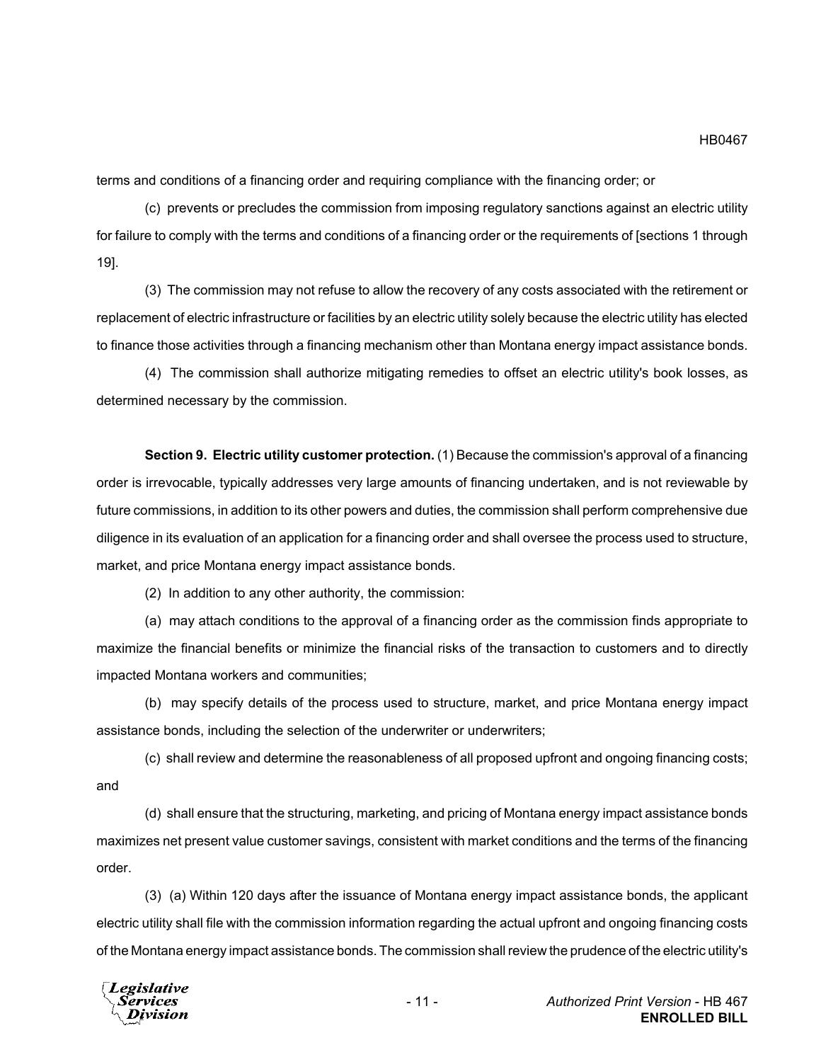terms and conditions of a financing order and requiring compliance with the financing order; or

(c) prevents or precludes the commission from imposing regulatory sanctions against an electric utility for failure to comply with the terms and conditions of a financing order or the requirements of [sections 1 through 19].

(3) The commission may not refuse to allow the recovery of any costs associated with the retirement or replacement of electric infrastructure or facilities by an electric utility solely because the electric utility has elected to finance those activities through a financing mechanism other than Montana energy impact assistance bonds.

(4) The commission shall authorize mitigating remedies to offset an electric utility's book losses, as determined necessary by the commission.

**Section 9. Electric utility customer protection.** (1) Because the commission's approval of a financing order is irrevocable, typically addresses very large amounts of financing undertaken, and is not reviewable by future commissions, in addition to its other powers and duties, the commission shall perform comprehensive due diligence in its evaluation of an application for a financing order and shall oversee the process used to structure, market, and price Montana energy impact assistance bonds.

(2) In addition to any other authority, the commission:

(a) may attach conditions to the approval of a financing order as the commission finds appropriate to maximize the financial benefits or minimize the financial risks of the transaction to customers and to directly impacted Montana workers and communities;

(b) may specify details of the process used to structure, market, and price Montana energy impact assistance bonds, including the selection of the underwriter or underwriters;

(c) shall review and determine the reasonableness of all proposed upfront and ongoing financing costs; and

(d) shall ensure that the structuring, marketing, and pricing of Montana energy impact assistance bonds maximizes net present value customer savings, consistent with market conditions and the terms of the financing order.

(3) (a) Within 120 days after the issuance of Montana energy impact assistance bonds, the applicant electric utility shall file with the commission information regarding the actual upfront and ongoing financing costs of the Montana energy impact assistance bonds. The commission shall review the prudence of the electric utility's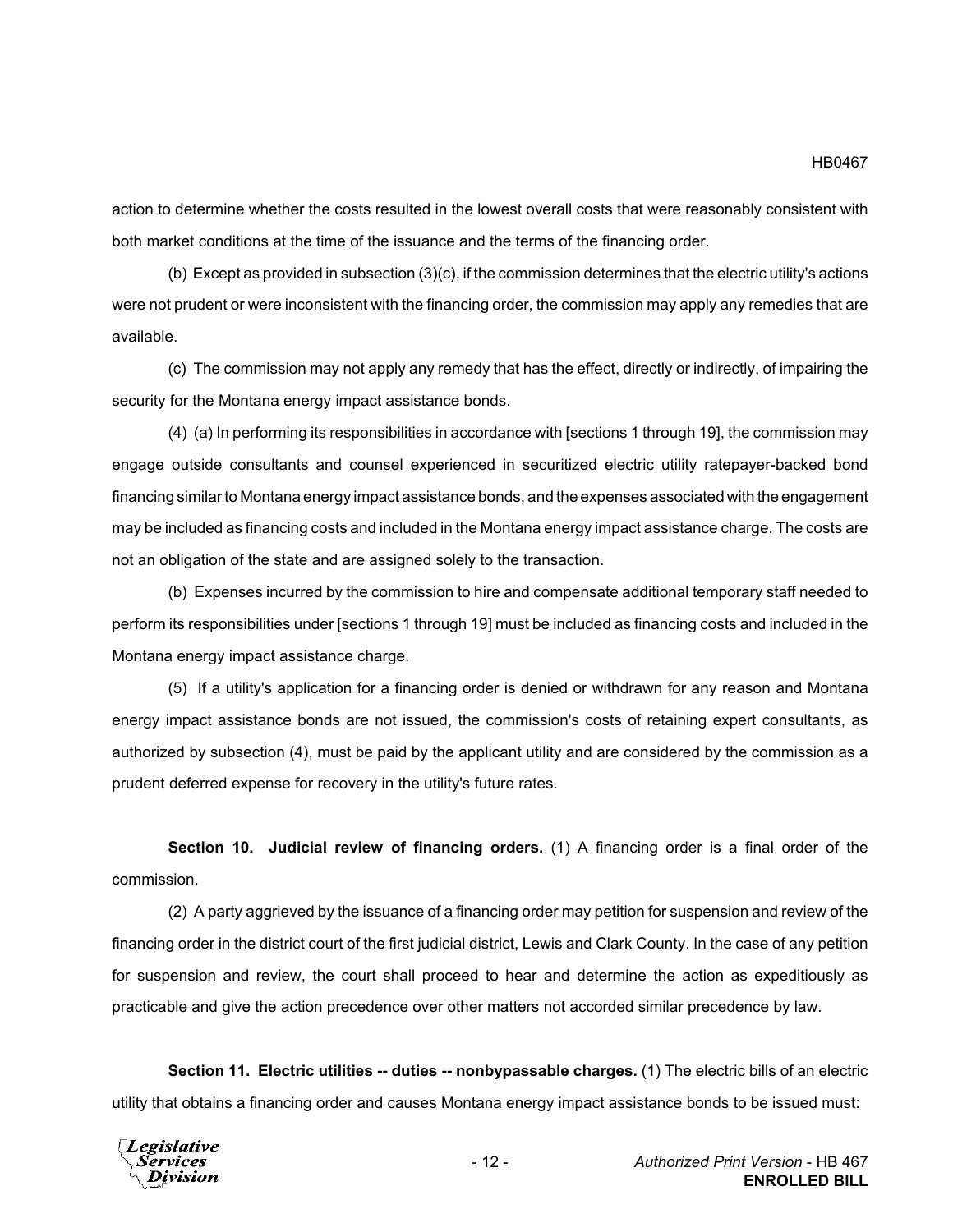action to determine whether the costs resulted in the lowest overall costs that were reasonably consistent with both market conditions at the time of the issuance and the terms of the financing order.

(b) Except as provided in subsection (3)(c), if the commission determines that the electric utility's actions were not prudent or were inconsistent with the financing order, the commission may apply any remedies that are available.

(c) The commission may not apply any remedy that has the effect, directly or indirectly, of impairing the security for the Montana energy impact assistance bonds.

(4) (a) In performing its responsibilities in accordance with [sections 1 through 19], the commission may engage outside consultants and counsel experienced in securitized electric utility ratepayer-backed bond financing similar to Montana energy impact assistance bonds, and the expenses associated with the engagement may be included as financing costs and included in the Montana energy impact assistance charge. The costs are not an obligation of the state and are assigned solely to the transaction.

(b) Expenses incurred by the commission to hire and compensate additional temporary staff needed to perform its responsibilities under [sections 1 through 19] must be included as financing costs and included in the Montana energy impact assistance charge.

(5) If a utility's application for a financing order is denied or withdrawn for any reason and Montana energy impact assistance bonds are not issued, the commission's costs of retaining expert consultants, as authorized by subsection (4), must be paid by the applicant utility and are considered by the commission as a prudent deferred expense for recovery in the utility's future rates.

**Section 10. Judicial review of financing orders.** (1) A financing order is a final order of the commission.

(2) A party aggrieved by the issuance of a financing order may petition for suspension and review of the financing order in the district court of the first judicial district, Lewis and Clark County. In the case of any petition for suspension and review, the court shall proceed to hear and determine the action as expeditiously as practicable and give the action precedence over other matters not accorded similar precedence by law.

**Section 11. Electric utilities -- duties -- nonbypassable charges.** (1) The electric bills of an electric utility that obtains a financing order and causes Montana energy impact assistance bonds to be issued must: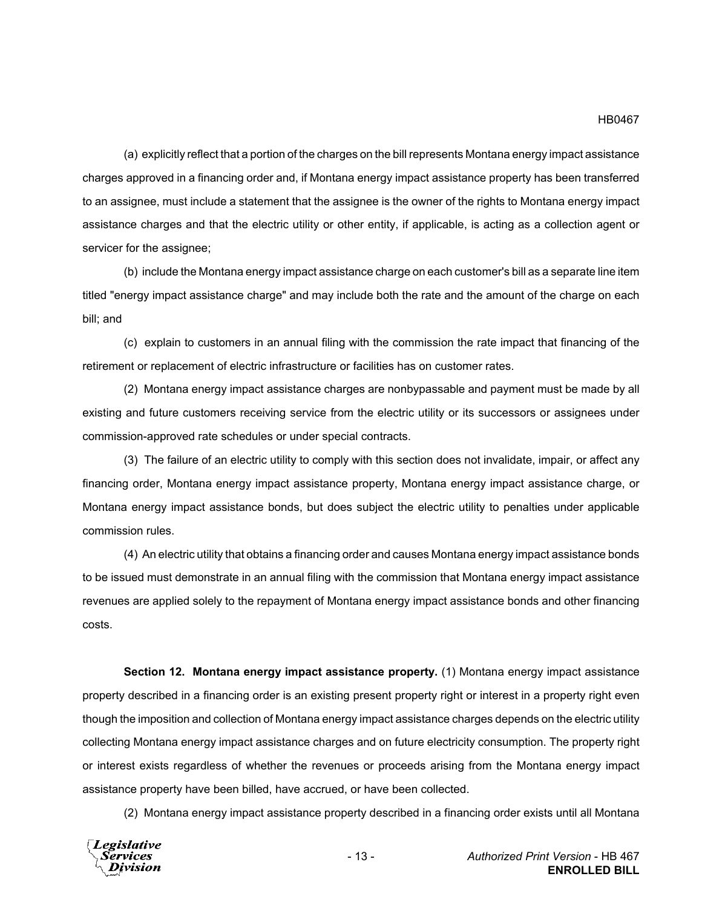(a) explicitly reflect that a portion of the charges on the bill represents Montana energy impact assistance charges approved in a financing order and, if Montana energy impact assistance property has been transferred to an assignee, must include a statement that the assignee is the owner of the rights to Montana energy impact assistance charges and that the electric utility or other entity, if applicable, is acting as a collection agent or servicer for the assignee;

(b) include the Montana energy impact assistance charge on each customer's bill as a separate line item titled "energy impact assistance charge" and may include both the rate and the amount of the charge on each bill; and

(c) explain to customers in an annual filing with the commission the rate impact that financing of the retirement or replacement of electric infrastructure or facilities has on customer rates.

(2) Montana energy impact assistance charges are nonbypassable and payment must be made by all existing and future customers receiving service from the electric utility or its successors or assignees under commission-approved rate schedules or under special contracts.

(3) The failure of an electric utility to comply with this section does not invalidate, impair, or affect any financing order, Montana energy impact assistance property, Montana energy impact assistance charge, or Montana energy impact assistance bonds, but does subject the electric utility to penalties under applicable commission rules.

(4) An electric utility that obtains a financing order and causes Montana energy impact assistance bonds to be issued must demonstrate in an annual filing with the commission that Montana energy impact assistance revenues are applied solely to the repayment of Montana energy impact assistance bonds and other financing costs.

**Section 12. Montana energy impact assistance property.** (1) Montana energy impact assistance property described in a financing order is an existing present property right or interest in a property right even though the imposition and collection of Montana energy impact assistance charges depends on the electric utility collecting Montana energy impact assistance charges and on future electricity consumption. The property right or interest exists regardless of whether the revenues or proceeds arising from the Montana energy impact assistance property have been billed, have accrued, or have been collected.

(2) Montana energy impact assistance property described in a financing order exists until all Montana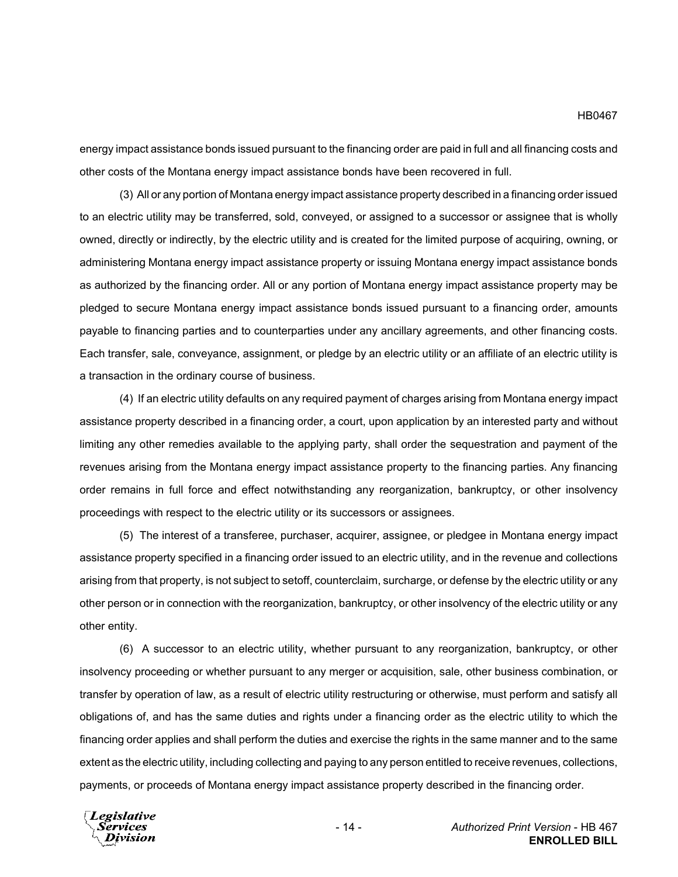energy impact assistance bonds issued pursuant to the financing order are paid in full and all financing costs and other costs of the Montana energy impact assistance bonds have been recovered in full.

(3) All or any portion of Montana energy impact assistance property described in a financing order issued to an electric utility may be transferred, sold, conveyed, or assigned to a successor or assignee that is wholly owned, directly or indirectly, by the electric utility and is created for the limited purpose of acquiring, owning, or administering Montana energy impact assistance property or issuing Montana energy impact assistance bonds as authorized by the financing order. All or any portion of Montana energy impact assistance property may be pledged to secure Montana energy impact assistance bonds issued pursuant to a financing order, amounts payable to financing parties and to counterparties under any ancillary agreements, and other financing costs. Each transfer, sale, conveyance, assignment, or pledge by an electric utility or an affiliate of an electric utility is a transaction in the ordinary course of business.

(4) If an electric utility defaults on any required payment of charges arising from Montana energy impact assistance property described in a financing order, a court, upon application by an interested party and without limiting any other remedies available to the applying party, shall order the sequestration and payment of the revenues arising from the Montana energy impact assistance property to the financing parties. Any financing order remains in full force and effect notwithstanding any reorganization, bankruptcy, or other insolvency proceedings with respect to the electric utility or its successors or assignees.

(5) The interest of a transferee, purchaser, acquirer, assignee, or pledgee in Montana energy impact assistance property specified in a financing order issued to an electric utility, and in the revenue and collections arising from that property, is not subject to setoff, counterclaim, surcharge, or defense by the electric utility or any other person or in connection with the reorganization, bankruptcy, or other insolvency of the electric utility or any other entity.

(6) A successor to an electric utility, whether pursuant to any reorganization, bankruptcy, or other insolvency proceeding or whether pursuant to any merger or acquisition, sale, other business combination, or transfer by operation of law, as a result of electric utility restructuring or otherwise, must perform and satisfy all obligations of, and has the same duties and rights under a financing order as the electric utility to which the financing order applies and shall perform the duties and exercise the rights in the same manner and to the same extent as the electric utility, including collecting and paying to any person entitled to receive revenues, collections, payments, or proceeds of Montana energy impact assistance property described in the financing order.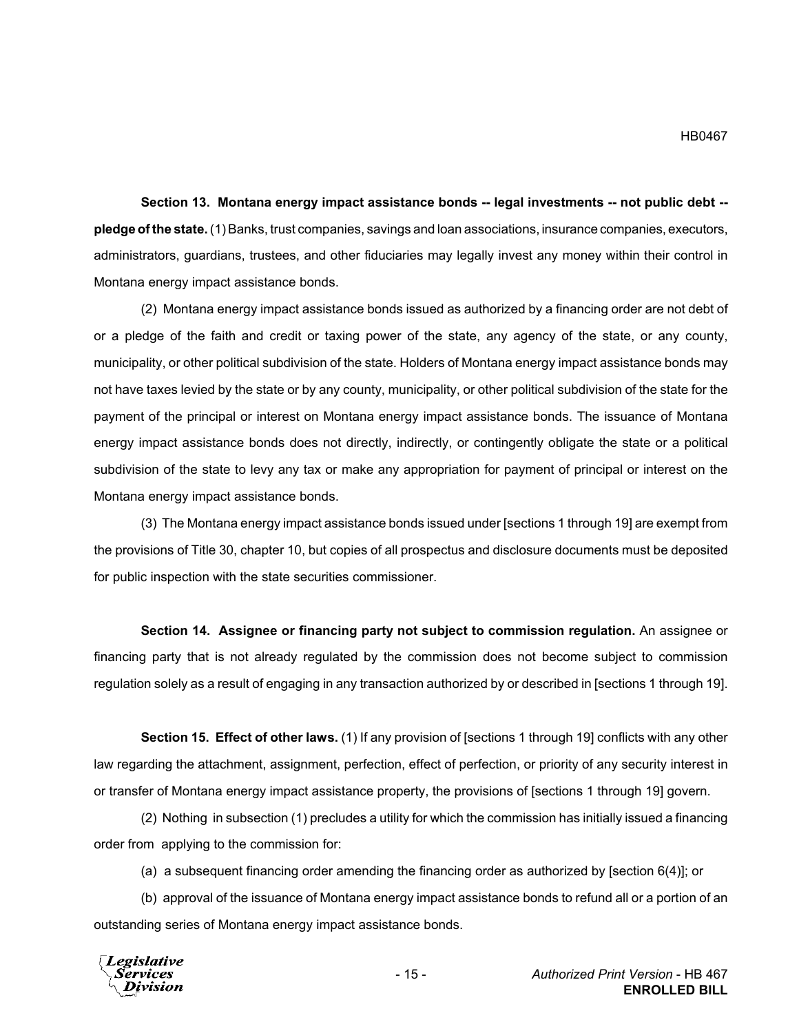**Section 13. Montana energy impact assistance bonds -- legal investments -- not public debt -- pledge of the state.** (1) Banks, trust companies, savings and loan associations, insurance companies, executors, administrators, guardians, trustees, and other fiduciaries may legally invest any money within their control in Montana energy impact assistance bonds.

(2) Montana energy impact assistance bonds issued as authorized by a financing order are not debt of or a pledge of the faith and credit or taxing power of the state, any agency of the state, or any county, municipality, or other political subdivision of the state. Holders of Montana energy impact assistance bonds may not have taxes levied by the state or by any county, municipality, or other political subdivision of the state for the payment of the principal or interest on Montana energy impact assistance bonds. The issuance of Montana energy impact assistance bonds does not directly, indirectly, or contingently obligate the state or a political subdivision of the state to levy any tax or make any appropriation for payment of principal or interest on the Montana energy impact assistance bonds.

(3) The Montana energy impact assistance bonds issued under [sections 1 through 19] are exempt from the provisions of Title 30, chapter 10, but copies of all prospectus and disclosure documents must be deposited for public inspection with the state securities commissioner.

**Section 14. Assignee or financing party not subject to commission regulation.** An assignee or financing party that is not already regulated by the commission does not become subject to commission regulation solely as a result of engaging in any transaction authorized by or described in [sections 1 through 19].

**Section 15. Effect of other laws.** (1) If any provision of [sections 1 through 19] conflicts with any other law regarding the attachment, assignment, perfection, effect of perfection, or priority of any security interest in or transfer of Montana energy impact assistance property, the provisions of [sections 1 through 19] govern.

(2) Nothing in subsection (1) precludes a utility for which the commission has initially issued a financing order from applying to the commission for:

(a) a subsequent financing order amending the financing order as authorized by [section 6(4)]; or

(b) approval of the issuance of Montana energy impact assistance bonds to refund all or a portion of an outstanding series of Montana energy impact assistance bonds.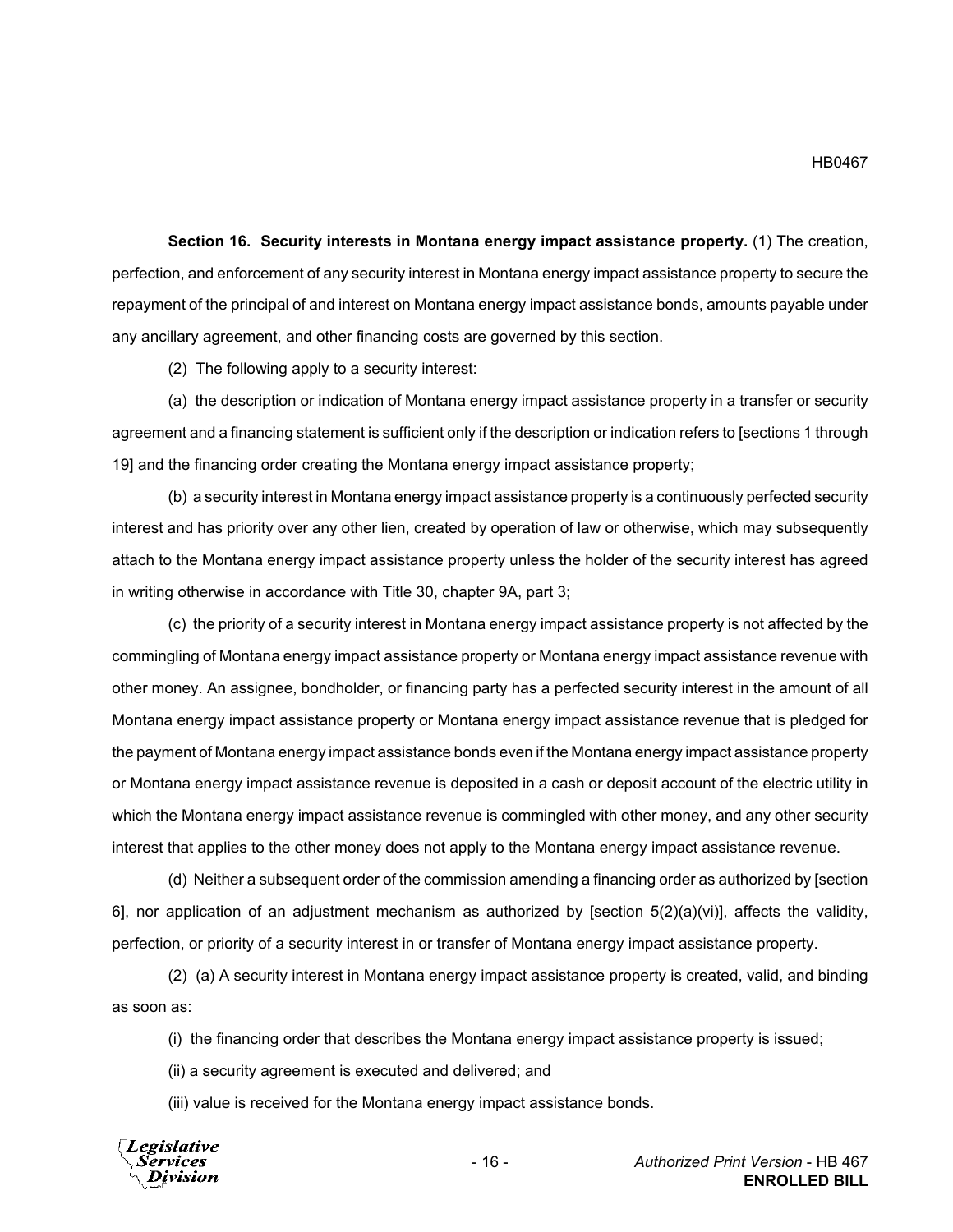**Section 16. Security interests in Montana energy impact assistance property.** (1) The creation, perfection, and enforcement of any security interest in Montana energy impact assistance property to secure the repayment of the principal of and interest on Montana energy impact assistance bonds, amounts payable under any ancillary agreement, and other financing costs are governed by this section.

(2) The following apply to a security interest:

(a) the description or indication of Montana energy impact assistance property in a transfer or security agreement and a financing statement is sufficient only if the description or indication refers to [sections 1 through 19] and the financing order creating the Montana energy impact assistance property;

(b) a security interest in Montana energy impact assistance property is a continuously perfected security interest and has priority over any other lien, created by operation of law or otherwise, which may subsequently attach to the Montana energy impact assistance property unless the holder of the security interest has agreed in writing otherwise in accordance with Title 30, chapter 9A, part 3;

(c) the priority of a security interest in Montana energy impact assistance property is not affected by the commingling of Montana energy impact assistance property or Montana energy impact assistance revenue with other money. An assignee, bondholder, or financing party has a perfected security interest in the amount of all Montana energy impact assistance property or Montana energy impact assistance revenue that is pledged for the payment of Montana energy impact assistance bonds even if the Montana energy impact assistance property or Montana energy impact assistance revenue is deposited in a cash or deposit account of the electric utility in which the Montana energy impact assistance revenue is commingled with other money, and any other security interest that applies to the other money does not apply to the Montana energy impact assistance revenue.

(d) Neither a subsequent order of the commission amending a financing order as authorized by [section 6], nor application of an adjustment mechanism as authorized by [section 5(2)(a)(vi)], affects the validity, perfection, or priority of a security interest in or transfer of Montana energy impact assistance property.

(2) (a) A security interest in Montana energy impact assistance property is created, valid, and binding as soon as:

(i) the financing order that describes the Montana energy impact assistance property is issued;

(ii) a security agreement is executed and delivered; and

(iii) value is received for the Montana energy impact assistance bonds.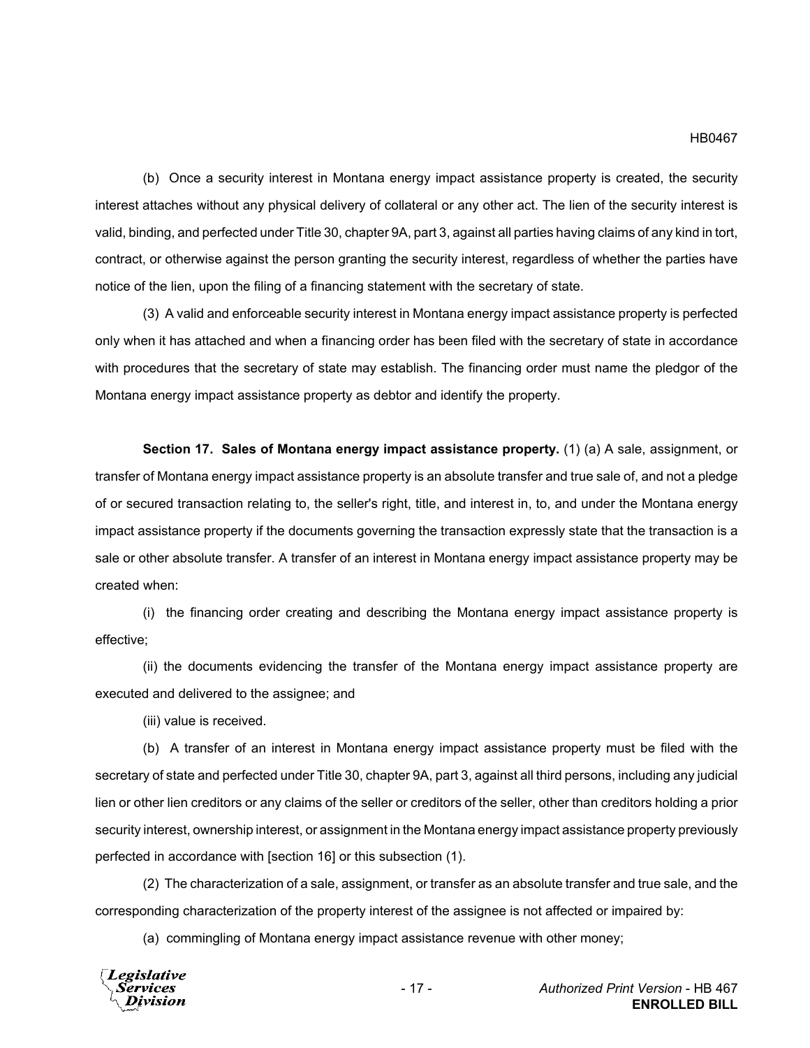(b) Once a security interest in Montana energy impact assistance property is created, the security interest attaches without any physical delivery of collateral or any other act. The lien of the security interest is valid, binding, and perfected under Title 30, chapter 9A, part 3, against all parties having claims of any kind in tort, contract, or otherwise against the person granting the security interest, regardless of whether the parties have notice of the lien, upon the filing of a financing statement with the secretary of state.

(3) A valid and enforceable security interest in Montana energy impact assistance property is perfected only when it has attached and when a financing order has been filed with the secretary of state in accordance with procedures that the secretary of state may establish. The financing order must name the pledgor of the Montana energy impact assistance property as debtor and identify the property.

**Section 17. Sales of Montana energy impact assistance property.** (1) (a) A sale, assignment, or transfer of Montana energy impact assistance property is an absolute transfer and true sale of, and not a pledge of or secured transaction relating to, the seller's right, title, and interest in, to, and under the Montana energy impact assistance property if the documents governing the transaction expressly state that the transaction is a sale or other absolute transfer. A transfer of an interest in Montana energy impact assistance property may be created when:

(i) the financing order creating and describing the Montana energy impact assistance property is effective;

(ii) the documents evidencing the transfer of the Montana energy impact assistance property are executed and delivered to the assignee; and

(iii) value is received.

(b) A transfer of an interest in Montana energy impact assistance property must be filed with the secretary of state and perfected under Title 30, chapter 9A, part 3, against all third persons, including any judicial lien or other lien creditors or any claims of the seller or creditors of the seller, other than creditors holding a prior security interest, ownership interest, or assignment in the Montana energy impact assistance property previously perfected in accordance with [section 16] or this subsection (1).

(2) The characterization of a sale, assignment, or transfer as an absolute transfer and true sale, and the corresponding characterization of the property interest of the assignee is not affected or impaired by:

(a) commingling of Montana energy impact assistance revenue with other money;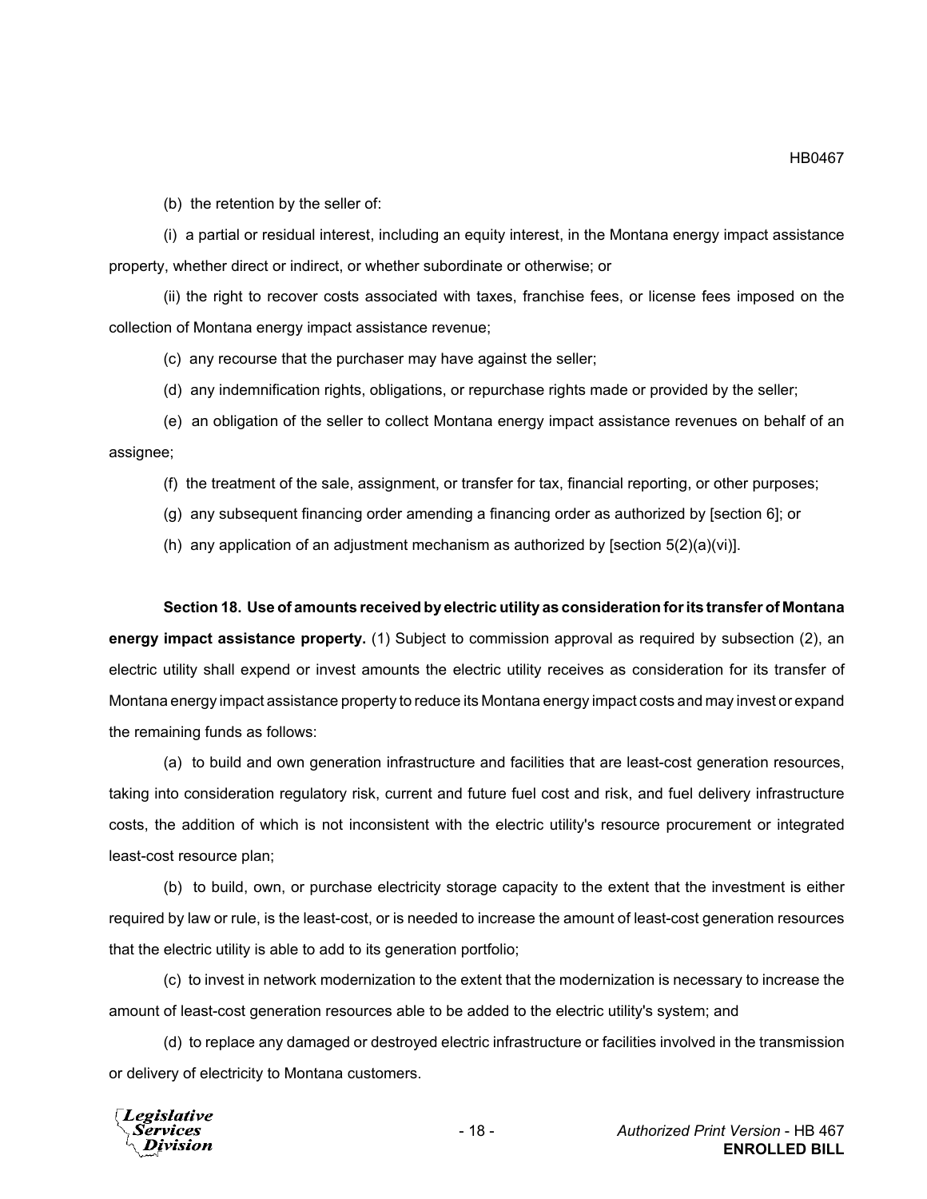(b) the retention by the seller of:

(i) a partial or residual interest, including an equity interest, in the Montana energy impact assistance property, whether direct or indirect, or whether subordinate or otherwise; or

(ii) the right to recover costs associated with taxes, franchise fees, or license fees imposed on the collection of Montana energy impact assistance revenue;

(c) any recourse that the purchaser may have against the seller;

(d) any indemnification rights, obligations, or repurchase rights made or provided by the seller;

(e) an obligation of the seller to collect Montana energy impact assistance revenues on behalf of an assignee;

(f) the treatment of the sale, assignment, or transfer for tax, financial reporting, or other purposes;

(g) any subsequent financing order amending a financing order as authorized by [section 6]; or

(h) any application of an adjustment mechanism as authorized by [section 5(2)(a)(vi)].

**Section 18. Use of amounts received by electric utility as consideration for its transfer of Montana energy impact assistance property.** (1) Subject to commission approval as required by subsection (2), an electric utility shall expend or invest amounts the electric utility receives as consideration for its transfer of Montana energy impact assistance property to reduce its Montana energy impact costs and may invest or expand the remaining funds as follows:

(a) to build and own generation infrastructure and facilities that are least-cost generation resources, taking into consideration regulatory risk, current and future fuel cost and risk, and fuel delivery infrastructure costs, the addition of which is not inconsistent with the electric utility's resource procurement or integrated least-cost resource plan;

(b) to build, own, or purchase electricity storage capacity to the extent that the investment is either required by law or rule, is the least-cost, or is needed to increase the amount of least-cost generation resources that the electric utility is able to add to its generation portfolio;

(c) to invest in network modernization to the extent that the modernization is necessary to increase the amount of least-cost generation resources able to be added to the electric utility's system; and

(d) to replace any damaged or destroyed electric infrastructure or facilities involved in the transmission or delivery of electricity to Montana customers.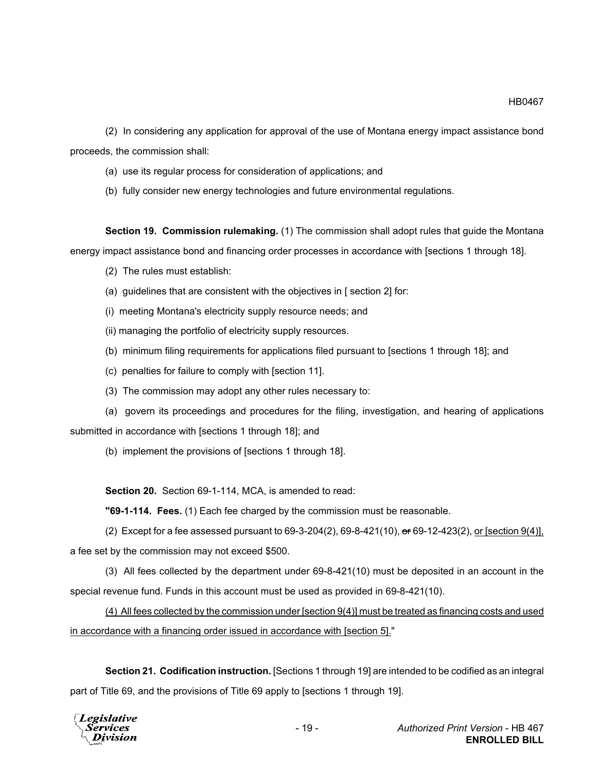(2) In considering any application for approval of the use of Montana energy impact assistance bond proceeds, the commission shall:

(a) use its regular process for consideration of applications; and

(b) fully consider new energy technologies and future environmental regulations.

**Section 19. Commission rulemaking.** (1) The commission shall adopt rules that guide the Montana energy impact assistance bond and financing order processes in accordance with [sections 1 through 18].

(2) The rules must establish:

(a) guidelines that are consistent with the objectives in [ section 2] for:

(i) meeting Montana's electricity supply resource needs; and

(ii) managing the portfolio of electricity supply resources.

(b) minimum filing requirements for applications filed pursuant to [sections 1 through 18]; and

(c) penalties for failure to comply with [section 11].

(3) The commission may adopt any other rules necessary to:

(a) govern its proceedings and procedures for the filing, investigation, and hearing of applications submitted in accordance with [sections 1 through 18]; and

(b) implement the provisions of [sections 1 through 18].

**Section 20.** Section 69-1-114, MCA, is amended to read:

**"69-1-114. Fees.** (1) Each fee charged by the commission must be reasonable.

(2) Except for a fee assessed pursuant to 69-3-204(2), 69-8-421(10), ~~or~~ 69-12-423(2), <u>or [section 9(4)],</u> a fee set by the commission may not exceed $500.

(3) All fees collected by the department under 69-8-421(10) must be deposited in an account in the special revenue fund. Funds in this account must be used as provided in 69-8-421(10).

<u>(4) All fees collected by the commission under [section 9(4)] must be treated as financing costs and used in accordance with a financing order issued in accordance with [section 5].</u>"

**Section 21. Codification instruction.** [Sections 1 through 19] are intended to be codified as an integral part of Title 69, and the provisions of Title 69 apply to [sections 1 through 19].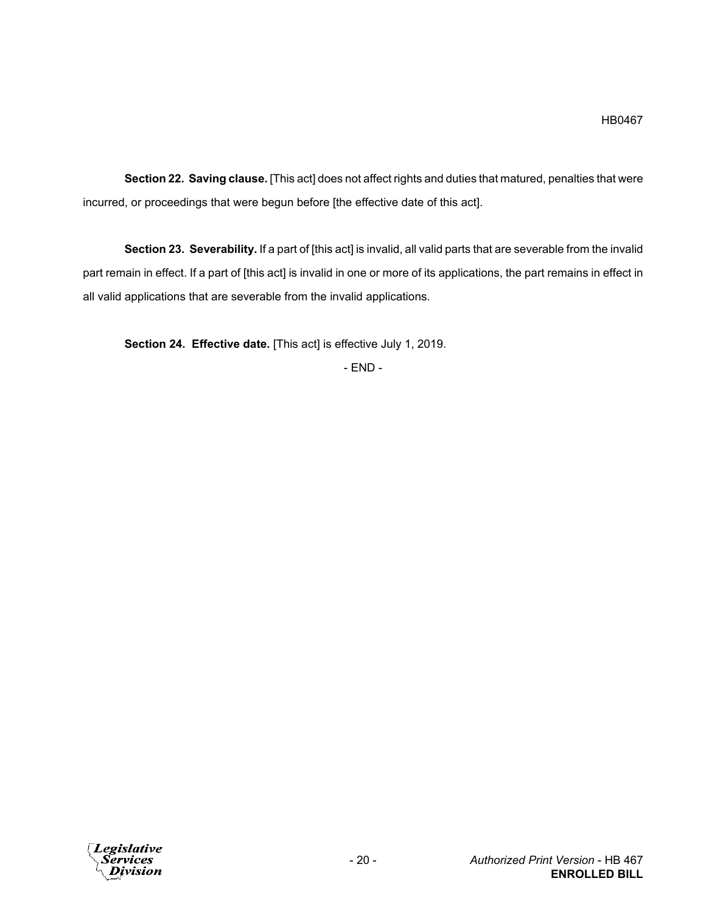**Section 22. Saving clause.** [This act] does not affect rights and duties that matured, penalties that were incurred, or proceedings that were begun before [the effective date of this act].

**Section 23. Severability.** If a part of [this act] is invalid, all valid parts that are severable from the invalid part remain in effect. If a part of [this act] is invalid in one or more of its applications, the part remains in effect in all valid applications that are severable from the invalid applications.

**Section 24. Effective date.** [This act] is effective July 1, 2019.

- END -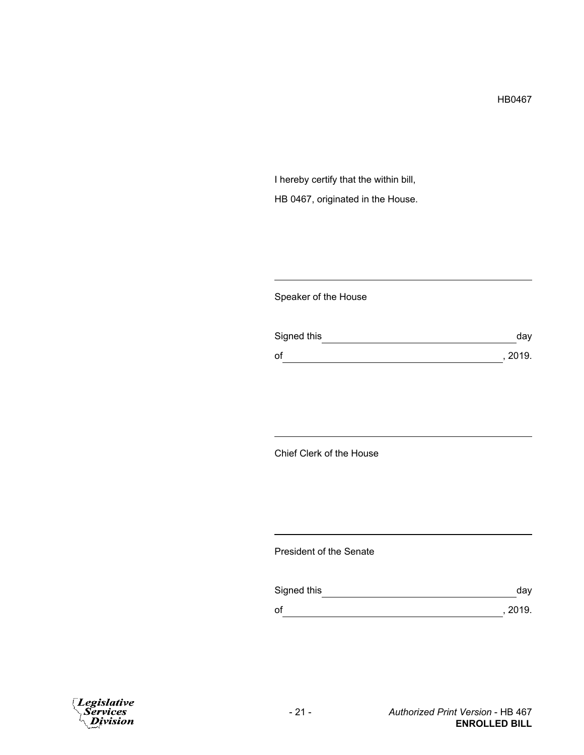HB0467

I hereby certify that the within bill,

HB 0467, originated in the House.

___________________________________________

Speaker of the House

Signed this ______________________________ day

of ____________________________________, 2019.

___________________________________________

Chief Clerk of the House

___________________________________________

President of the Senate

Signed this ______________________________ day

of ____________________________________, 2019.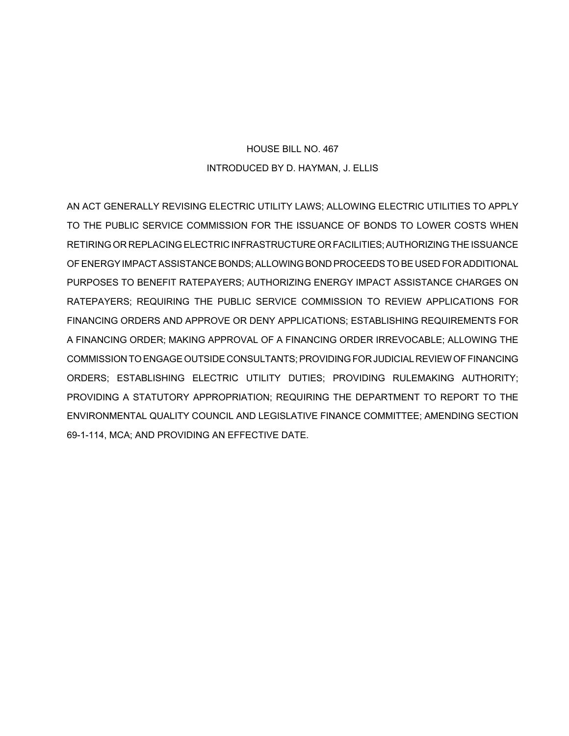HOUSE BILL NO. 467

INTRODUCED BY D. HAYMAN, J. ELLIS

AN ACT GENERALLY REVISING ELECTRIC UTILITY LAWS; ALLOWING ELECTRIC UTILITIES TO APPLY TO THE PUBLIC SERVICE COMMISSION FOR THE ISSUANCE OF BONDS TO LOWER COSTS WHEN RETIRING OR REPLACING ELECTRIC INFRASTRUCTURE OR FACILITIES; AUTHORIZING THE ISSUANCE OF ENERGY IMPACT ASSISTANCE BONDS; ALLOWING BOND PROCEEDS TO BE USED FOR ADDITIONAL PURPOSES TO BENEFIT RATEPAYERS; AUTHORIZING ENERGY IMPACT ASSISTANCE CHARGES ON RATEPAYERS; REQUIRING THE PUBLIC SERVICE COMMISSION TO REVIEW APPLICATIONS FOR FINANCING ORDERS AND APPROVE OR DENY APPLICATIONS; ESTABLISHING REQUIREMENTS FOR A FINANCING ORDER; MAKING APPROVAL OF A FINANCING ORDER IRREVOCABLE; ALLOWING THE COMMISSION TO ENGAGE OUTSIDE CONSULTANTS; PROVIDING FOR JUDICIAL REVIEW OF FINANCING ORDERS; ESTABLISHING ELECTRIC UTILITY DUTIES; PROVIDING RULEMAKING AUTHORITY; PROVIDING A STATUTORY APPROPRIATION; REQUIRING THE DEPARTMENT TO REPORT TO THE ENVIRONMENTAL QUALITY COUNCIL AND LEGISLATIVE FINANCE COMMITTEE; AMENDING SECTION 69-1-114, MCA; AND PROVIDING AN EFFECTIVE DATE.